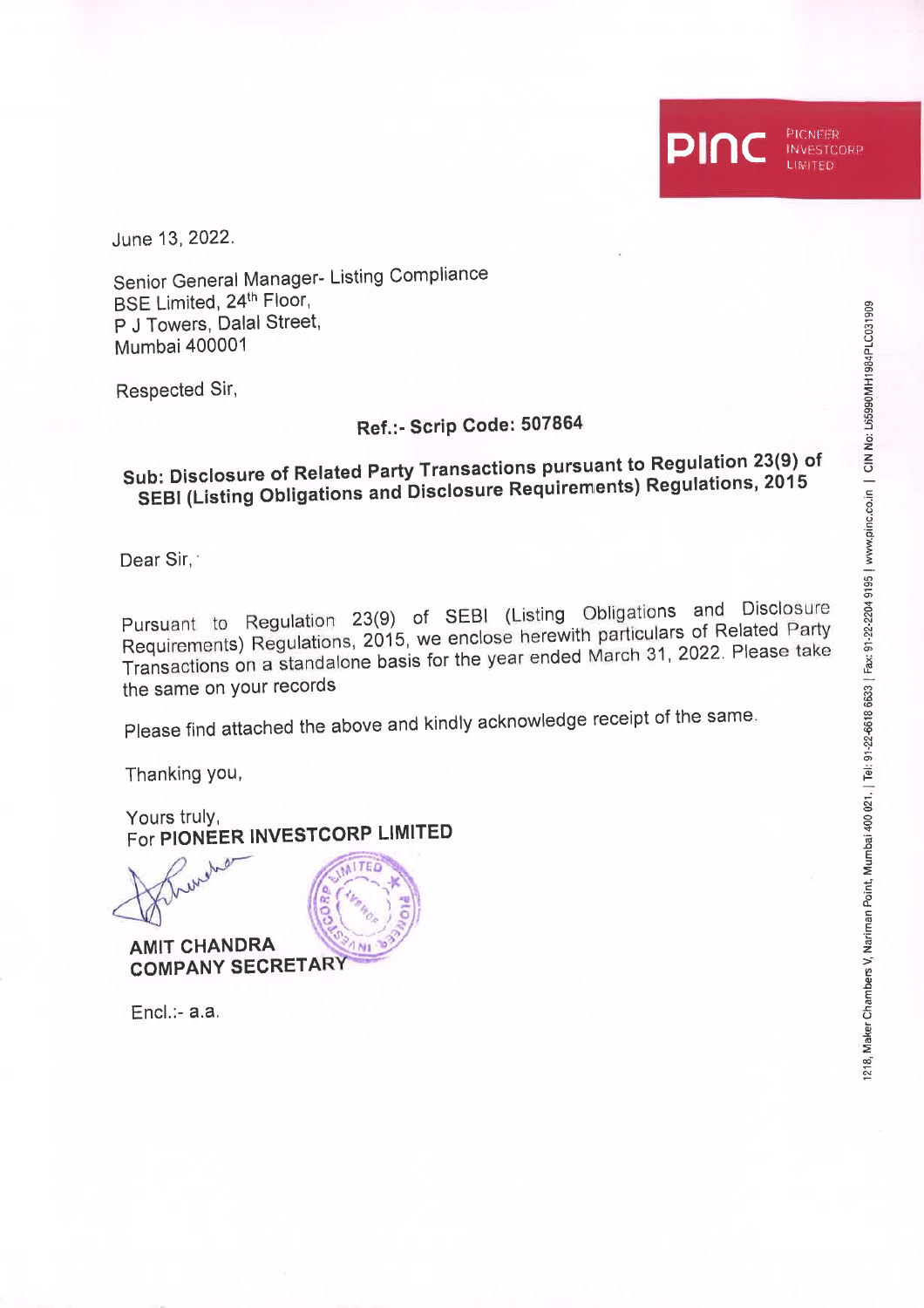June 13, 2022.

Senior General Manager- Listing Compliance
BSE Limited, 24th Floor,
P J Towers, Dalal Street,
Mumbai 400001

Respected Sir,

**Ref.:- Scrip Code: 507864**

**Sub: Disclosure of Related Party Transactions pursuant to Regulation 23(9) of SEBI (Listing Obligations and Disclosure Requirements) Regulations, 2015**

Dear Sir,

Pursuant to Regulation 23(9) of SEBI (Listing Obligations and Disclosure Requirements) Regulations, 2015, we enclose herewith particulars of Related Party Transactions on a standalone basis for the year ended March 31, 2022. Please take the same on your records

Please find attached the above and kindly acknowledge receipt of the same.

Thanking you,

Yours truly,
For **PIONEER INVESTCORP LIMITED**

**AMIT CHANDRA**
**COMPANY SECRETARY**

Encl.:- a.a.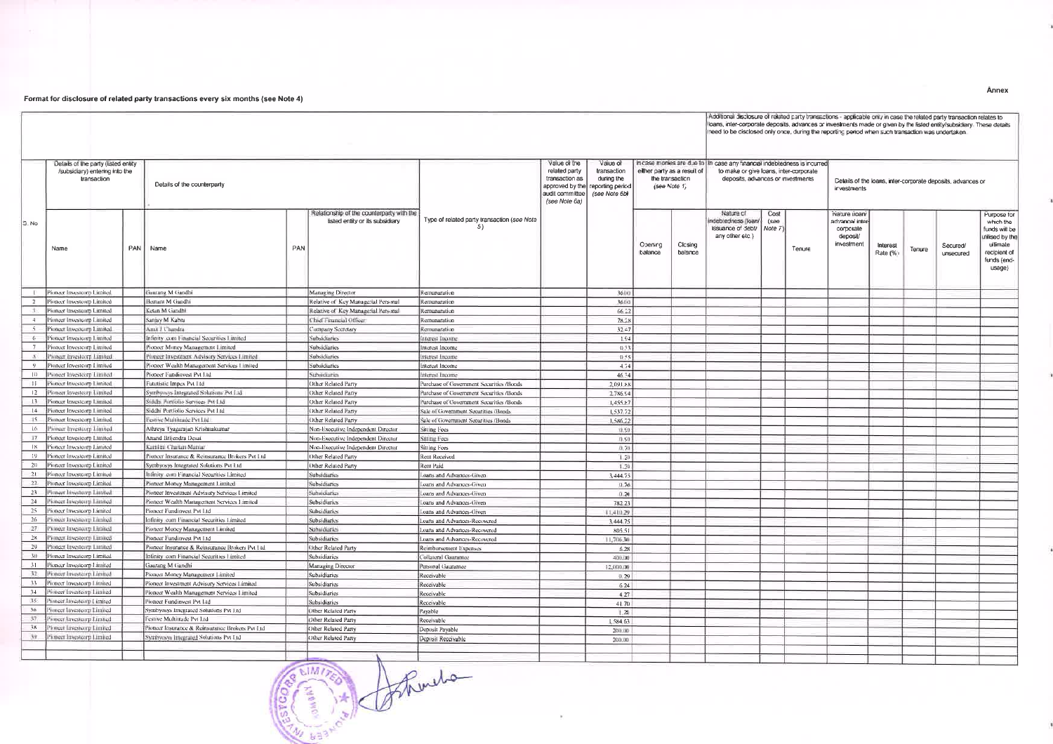Annex

**Format for disclosure of related party transactions every six months (see Note 4)**

| | | | | | | | | | | | | | | | | | | | | |
|---|---|---|---|---|---|---|---|---|---|---|---|---|---|---|---|---|---|---|---|---|
| | | | | | | | | | | | Additional disclosure of related party transactions - applicable only in case the related party transaction relates to loans, inter-corporate deposits, advances or investments made or given by the listed entity/subsidiary. These details need to be disclosed only once, during the reporting period when such transaction was undertaken. | | | | | | | | | |
| S. No | Details of the party (listed entity /subsidiary) entering into the transaction | | Details of the counterparty | | | | Value of the related party transaction as approved by the audit committee (see Note 6a) | Value of transaction during the reporting period (see Note 6b) | In case monies are due to either party as a result of the transaction (see Note 1) | | In case any financial indebtedness is incurred to make or give loans, inter-corporate deposits, advances or investments | | | Details of the loans, inter-corporate deposits, advances or investments | | | | | |
| | Name | PAN | Name | PAN | Relationship of the counterparty with the listed entity or its subsidiary | Type of related party transaction (see Note 5) | | | Opening balance | Closing balance | Nature of indebtedness (loan/ issuance of debt/ any other etc.) | Cost (see Note 7) | Tenure | Nature (loan/ advance/ inter-corporate deposit/ investment | Interest Rate (%) | Tenure | Secured/ unsecured | Purpose for which the funds will be utilised by the ultimate recipient of funds (end-usage) |
| 1 | Pioneer Investcorp Limited | | Gaurang M Gandhi | | Managing Director | Remunaration | | 36.00 | | | | | | | | | | |
| 2 | Pioneer Investcorp Limited | | Hemant M Gandhi | | Relative of Key Managerial Personal | Remunaration | | 36.00 | | | | | | | | | | |
| 3 | Pioneer Investcorp Limited | | Ketan M Gandhi | | Relative of Key Managerial Personal | Remunaration | | 66.22 | | | | | | | | | | |
| 4 | Pioneer Investcorp Limited | | Sanjay M Kabra | | Chief Financial Officer | Remunaration | | 78.28 | | | | | | | | | | |
| 5 | Pioneer Investcorp Limited | | Amit J Chandra | | Company Secretary | Remunaration | | 32.47 | | | | | | | | | | |
| 6 | Pioneer Investcorp Limited | | Infinity .com Financial Securities Limited | | Subsidiaries | Interest Income | | 1.54 | | | | | | | | | | |
| 7 | Pioneer Investcorp Limited | | Pioneer Money Management Limited | | Subsidiaries | Interest Income | | 0.33 | | | | | | | | | | |
| 8 | Pioneer Investcorp Limited | | Pioneer Investment Advisory Services Limited | | Subsidiaries | Interest Income | | 0.55 | | | | | | | | | | |
| 9 | Pioneer Investcorp Limited | | Pioneer Wealth Management Services Limited | | Subsidiaries | Interest Income | | 4.74 | | | | | | | | | | |
| 10 | Pioneer Investcorp Limited | | Pioneer Fundinvest Pvt Ltd | | Subsidiaries | Interest Income | | 46.74 | | | | | | | | | | |
| 11 | Pioneer Investcorp Limited | | Futuristic Impex Pvt Ltd | | Other Related Party | Purchase of Government Securities /Bonds | | 2,091.88 | | | | | | | | | | |
| 12 | Pioneer Investcorp Limited | | Symbyosys Integrated Solutions Pvt Ltd | | Other Related Party | Purchase of Government Securities /Bonds | | 2,786.54 | | | | | | | | | | |
| 13 | Pioneer Investcorp Limited | | Siddhi Portfolio Services Pvt Ltd | | Other Related Party | Purchase of Government Securities /Bonds | | 1,455.87 | | | | | | | | | | |
| 14 | Pioneer Investcorp Limited | | Siddhi Portfolio Services Pvt Ltd | | Other Related Party | Sale of Government Securities /Bonds | | 1,537.72 | | | | | | | | | | |
| 15 | Pioneer Investcorp Limited | | Festive Multitrade Pvt Ltd | | Other Related Party | Sale of Government Securities /Bonds | | 1,586.22 | | | | | | | | | | |
| 16 | Pioneer Investcorp Limited | | Athreya Tyagarajan Krishnakumar | | Non-Executive Independent Director | Sitting Fees | | 0.50 | | | | | | | | | | |
| 17 | Pioneer Investcorp Limited | | Anand Brijendra Desai | | Non-Executive Independent Director | Sitting Fees | | 0.50 | | | | | | | | | | |
| 18 | Pioneer Investcorp Limited | | Kamlini Chetan Maniar | | Non-Executive Independent Director | Sitting Fees | | 0.70 | | | | | | | | | | |
| 19 | Pioneer Investcorp Limited | | Pioneer Insurance & Reinsurance Brokers Pvt Ltd | | Other Related Party | Rent Received | | 1.20 | | | | | | | | | | |
| 20 | Pioneer Investcorp Limited | | Symbyosys Integrated Solutions Pvt Ltd | | Other Related Party | Rent Paid | | 1.20 | | | | | | | | | | |
| 21 | Pioneer Investcorp Limited | | Infinity .com Financial Securities Limited | | Subsidiaries | Loans and Advances-Given | | 3,444.75 | | | | | | | | | | |
| 22 | Pioneer Investcorp Limited | | Pioneer Money Management Limited | | Subsidiaries | Loans and Advances-Given | | 0.76 | | | | | | | | | | |
| 23 | Pioneer Investcorp Limited | | Pioneer Investment Advisory Services Limited | | Subsidiaries | Loans and Advances-Given | | 0.26 | | | | | | | | | | |
| 24 | Pioneer Investcorp Limited | | Pioneer Wealth Management Services Limited | | Subsidiaries | Loans and Advances-Given | | 782.23 | | | | | | | | | | |
| 25 | Pioneer Investcorp Limited | | Pioneer Fundinvest Pvt Ltd | | Subsidiaries | Loans and Advances-Given | | 11,410.29 | | | | | | | | | | |
| 26 | Pioneer Investcorp Limited | | Infinity .com Financial Securities Limited | | Subsidiaries | Loans and Advances-Recovered | | 3,444.75 | | | | | | | | | | |
| 27 | Pioneer Investcorp Limited | | Pioneer Money Management Limited | | Subsidiaries | Loans and Advances-Recovered | | 805.51 | | | | | | | | | | |
| 28 | Pioneer Investcorp Limited | | Pioneer Fundinvest Pvt Ltd | | Subsidiaries | Loans and Advances-Recovered | | 11,706.30 | | | | | | | | | | |
| 29 | Pioneer Investcorp Limited | | Pioneer Insurance & Reinsurance Brokers Pvt Ltd | | Other Related Party | Reimbursement Expenses | | 6.28 | | | | | | | | | | |
| 30 | Pioneer Investcorp Limited | | Infinity .com Financial Securities Limited | | Subsidiaries | Collateral Gaurantee | | 400.00 | | | | | | | | | | |
| 31 | Pioneer Investcorp Limited | | Gaurang M Gandhi | | Managing Director | Personal Gaurantee | | 12,000.00 | | | | | | | | | | |
| 32 | Pioneer Investcorp Limited | | Pioneer Money Management Limited | | Subsidiaries | Receivable | | 0.29 | | | | | | | | | | |
| 33 | Pioneer Investcorp Limited | | Pioneer Investment Advisory Services Limited | | Subsidiaries | Receivable | | 6.24 | | | | | | | | | | |
| 34 | Pioneer Investcorp Limited | | Pioneer Wealth Management Services Limited | | Subsidiaries | Receivable | | 4.27 | | | | | | | | | | |
| 35 | Pioneer Investcorp Limited | | Pioneer Fundinvest Pvt Ltd | | Subsidiaries | Receivable | | 41.70 | | | | | | | | | | |
| 36 | Pioneer Investcorp Limited | | Symbyosys Integrated Solutions Pvt Ltd | | Other Related Party | Payable | | 1.28 | | | | | | | | | | |
| 37 | Pioneer Investcorp Limited | | Festive Multitrade Pvt Ltd | | Other Related Party | Receivable | | 1,584.63 | | | | | | | | | | |
| 38 | Pioneer Investcorp Limited | | Pioneer Insurance & Reinsurance Brokers Pvt Ltd | | Other Related Party | Deposit Payable | | 200.00 | | | | | | | | | | |
| 39 | Pioneer Investcorp Limited | | Symbyosys Integrated Solutions Pvt Ltd | | Other Related Party | Deposit Receivable | | 200.00 | | | | | | | | | | |